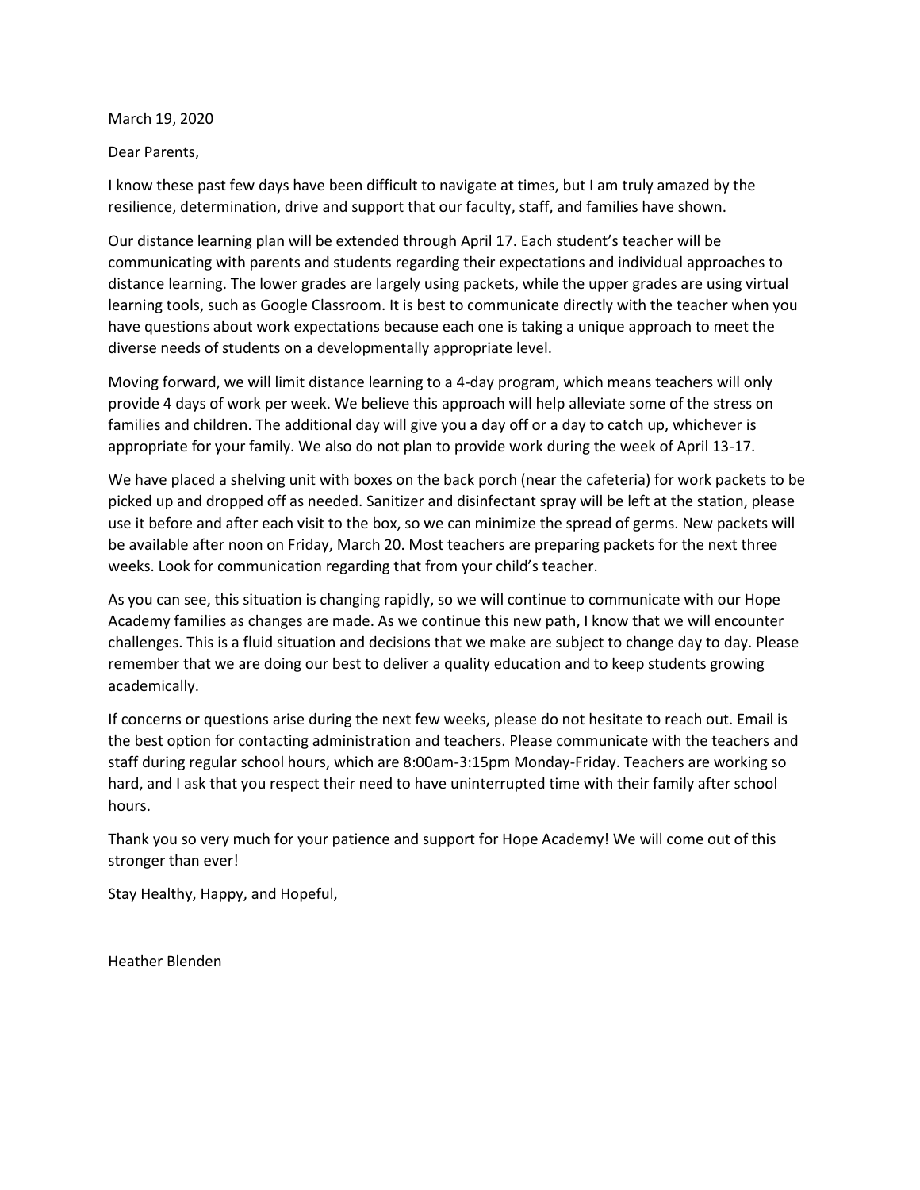March 19, 2020

Dear Parents,

I know these past few days have been difficult to navigate at times, but I am truly amazed by the resilience, determination, drive and support that our faculty, staff, and families have shown.

Our distance learning plan will be extended through April 17. Each student's teacher will be communicating with parents and students regarding their expectations and individual approaches to distance learning. The lower grades are largely using packets, while the upper grades are using virtual learning tools, such as Google Classroom. It is best to communicate directly with the teacher when you have questions about work expectations because each one is taking a unique approach to meet the diverse needs of students on a developmentally appropriate level.

Moving forward, we will limit distance learning to a 4-day program, which means teachers will only provide 4 days of work per week. We believe this approach will help alleviate some of the stress on families and children. The additional day will give you a day off or a day to catch up, whichever is appropriate for your family. We also do not plan to provide work during the week of April 13-17.

We have placed a shelving unit with boxes on the back porch (near the cafeteria) for work packets to be picked up and dropped off as needed. Sanitizer and disinfectant spray will be left at the station, please use it before and after each visit to the box, so we can minimize the spread of germs. New packets will be available after noon on Friday, March 20. Most teachers are preparing packets for the next three weeks. Look for communication regarding that from your child's teacher.

As you can see, this situation is changing rapidly, so we will continue to communicate with our Hope Academy families as changes are made. As we continue this new path, I know that we will encounter challenges. This is a fluid situation and decisions that we make are subject to change day to day. Please remember that we are doing our best to deliver a quality education and to keep students growing academically.

If concerns or questions arise during the next few weeks, please do not hesitate to reach out. Email is the best option for contacting administration and teachers. Please communicate with the teachers and staff during regular school hours, which are 8:00am-3:15pm Monday-Friday. Teachers are working so hard, and I ask that you respect their need to have uninterrupted time with their family after school hours.

Thank you so very much for your patience and support for Hope Academy! We will come out of this stronger than ever!

Stay Healthy, Happy, and Hopeful,

Heather Blenden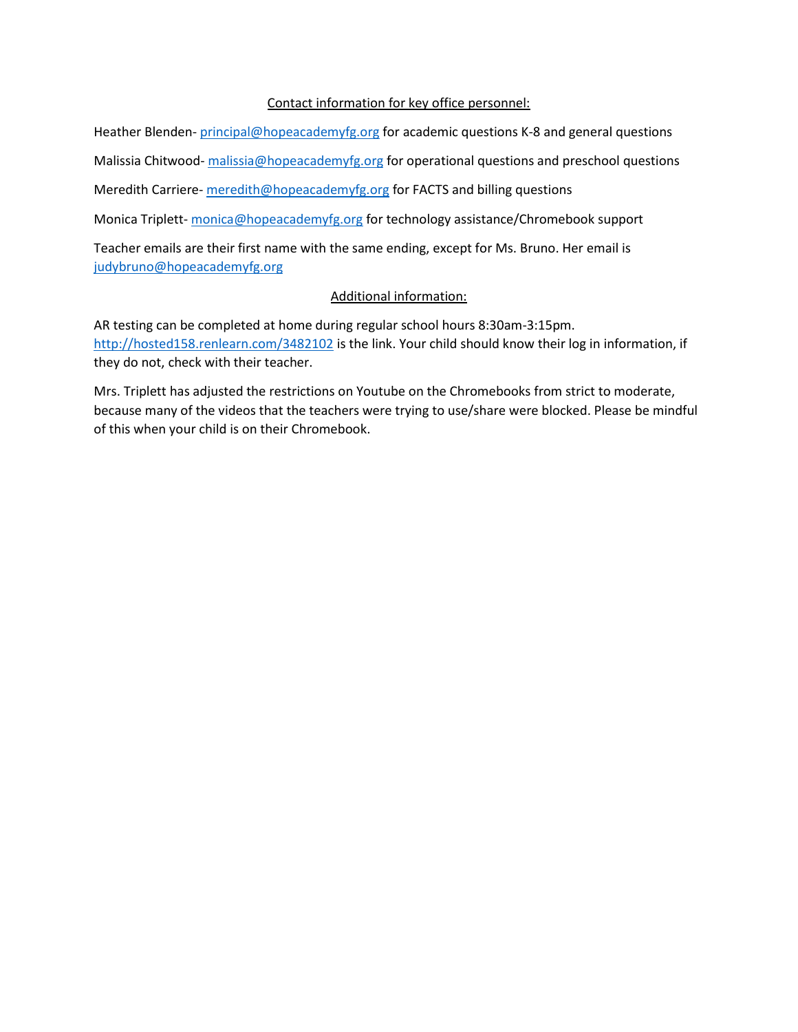<u>Contact information for key office personnel:</u>

Heather Blenden- principal@hopeacademyfg.org for academic questions K-8 and general questions

Malissia Chitwood- malissia@hopeacademyfg.org for operational questions and preschool questions

Meredith Carriere- meredith@hopeacademyfg.org for FACTS and billing questions

Monica Triplett- monica@hopeacademyfg.org for technology assistance/Chromebook support

Teacher emails are their first name with the same ending, except for Ms. Bruno. Her email is judybruno@hopeacademyfg.org

<u>Additional information:</u>

AR testing can be completed at home during regular school hours 8:30am-3:15pm. http://hosted158.renlearn.com/3482102 is the link. Your child should know their log in information, if they do not, check with their teacher.

Mrs. Triplett has adjusted the restrictions on Youtube on the Chromebooks from strict to moderate, because many of the videos that the teachers were trying to use/share were blocked. Please be mindful of this when your child is on their Chromebook.